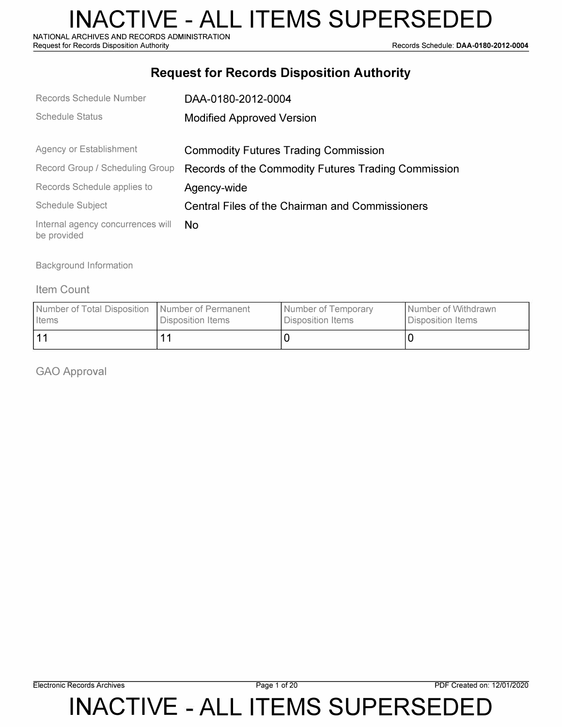# INACTIVE - ALL ITEMS SUPERSEDED

NATIONAL ARCHIVES AND RECORDS ADMINISTRATION
Request for Records Disposition Authority

## Request for Records Disposition Authority

| | |
|---|---|
| Records Schedule Number | DAA-0180-2012-0004 |
| Schedule Status | Modified Approved Version |
| Agency or Establishment | Commodity Futures Trading Commission |
| Record Group / Scheduling Group | Records of the Commodity Futures Trading Commission |
| Records Schedule applies to | Agency-wide |
| Schedule Subject | Central Files of the Chairman and Commissioners |
| Internal agency concurrences will be provided | No |

Background Information

### Item Count

| Number of Total Disposition Items | Number of Permanent Disposition Items | Number of Temporary Disposition Items | Number of Withdrawn Disposition Items |
|---|---|---|---|
| 11 | 11 | 0 | 0 |

### GAO Approval

# INACTIVE - ALL ITEMS SUPERSEDED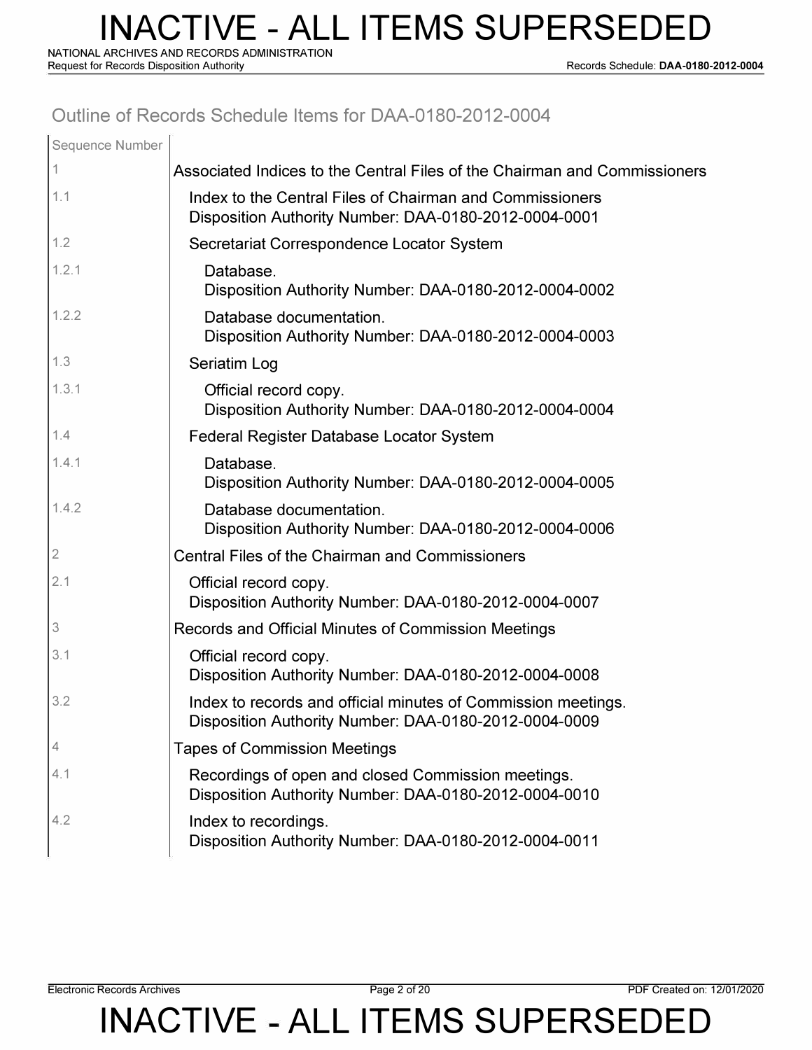## Outline of Records Schedule Items for DAA-0180-2012-0004

| Sequence Number | |
|---|---|
| 1 | Associated Indices to the Central Files of the Chairman and Commissioners |
| 1.1 | Index to the Central Files of Chairman and Commissioners<br>Disposition Authority Number: DAA-0180-2012-0004-0001 |
| 1.2 | Secretariat Correspondence Locator System |
| 1.2.1 | Database.<br>Disposition Authority Number: DAA-0180-2012-0004-0002 |
| 1.2.2 | Database documentation.<br>Disposition Authority Number: DAA-0180-2012-0004-0003 |
| 1.3 | Seriatim Log |
| 1.3.1 | Official record copy.<br>Disposition Authority Number: DAA-0180-2012-0004-0004 |
| 1.4 | Federal Register Database Locator System |
| 1.4.1 | Database.<br>Disposition Authority Number: DAA-0180-2012-0004-0005 |
| 1.4.2 | Database documentation.<br>Disposition Authority Number: DAA-0180-2012-0004-0006 |
| 2 | Central Files of the Chairman and Commissioners |
| 2.1 | Official record copy.<br>Disposition Authority Number: DAA-0180-2012-0004-0007 |
| 3 | Records and Official Minutes of Commission Meetings |
| 3.1 | Official record copy.<br>Disposition Authority Number: DAA-0180-2012-0004-0008 |
| 3.2 | Index to records and official minutes of Commission meetings.<br>Disposition Authority Number: DAA-0180-2012-0004-0009 |
| 4 | Tapes of Commission Meetings |
| 4.1 | Recordings of open and closed Commission meetings.<br>Disposition Authority Number: DAA-0180-2012-0004-0010 |
| 4.2 | Index to recordings.<br>Disposition Authority Number: DAA-0180-2012-0004-0011 |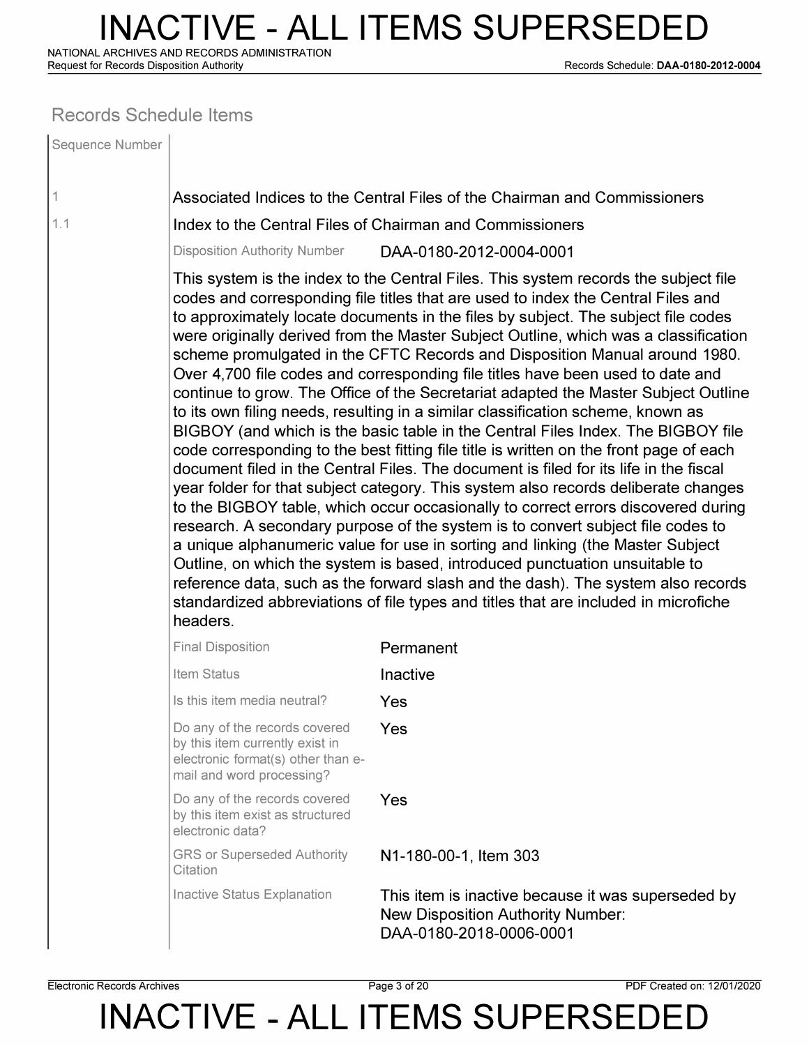## Records Schedule Items

| Sequence Number | |
|---|---|
| 1 | Associated Indices to the Central Files of the Chairman and Commissioners |
| 1.1 | Index to the Central Files of Chairman and Commissioners |

Disposition Authority Number: DAA-0180-2012-0004-0001

This system is the index to the Central Files. This system records the subject file codes and corresponding file titles that are used to index the Central Files and to approximately locate documents in the files by subject. The subject file codes were originally derived from the Master Subject Outline, which was a classification scheme promulgated in the CFTC Records and Disposition Manual around 1980. Over 4,700 file codes and corresponding file titles have been used to date and continue to grow. The Office of the Secretariat adapted the Master Subject Outline to its own filing needs, resulting in a similar classification scheme, known as BIGBOY (and which is the basic table in the Central Files Index. The BIGBOY file code corresponding to the best fitting file title is written on the front page of each document filed in the Central Files. The document is filed for its life in the fiscal year folder for that subject category. This system also records deliberate changes to the BIGBOY table, which occur occasionally to correct errors discovered during research. A secondary purpose of the system is to convert subject file codes to a unique alphanumeric value for use in sorting and linking (the Master Subject Outline, on which the system is based, introduced punctuation unsuitable to reference data, such as the forward slash and the dash). The system also records standardized abbreviations of file types and titles that are included in microfiche headers.

| | |
|---|---|
| Final Disposition | Permanent |
| Item Status | Inactive |
| Is this item media neutral? | Yes |
| Do any of the records covered by this item currently exist in electronic format(s) other than e-mail and word processing? | Yes |
| Do any of the records covered by this item exist as structured electronic data? | Yes |
| GRS or Superseded Authority Citation | N1-180-00-1, Item 303 |
| Inactive Status Explanation | This item is inactive because it was superseded by New Disposition Authority Number: DAA-0180-2018-0006-0001 |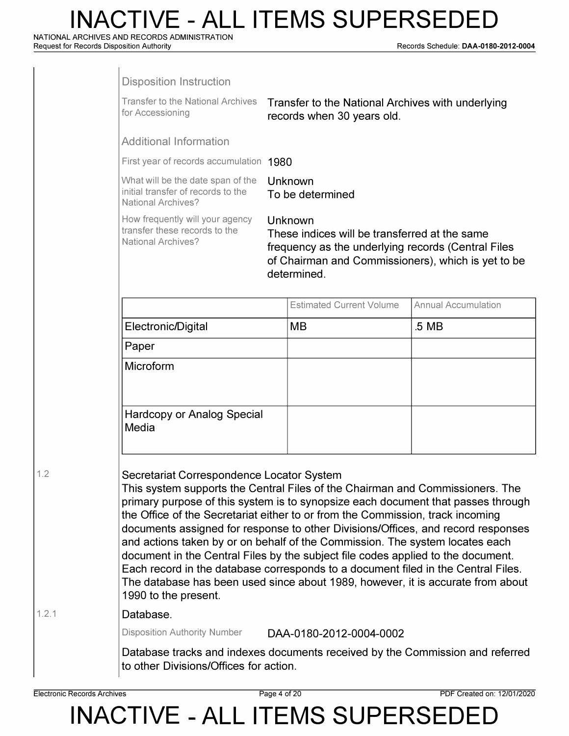### Disposition Instruction

| | |
|---|---|
| Transfer to the National Archives for Accessioning | Transfer to the National Archives with underlying records when 30 years old. |

### Additional Information

| | |
|---|---|
| First year of records accumulation | 1980 |
| What will be the date span of the initial transfer of records to the National Archives? | Unknown<br>To be determined |
| How frequently will your agency transfer these records to the National Archives? | Unknown<br>These indices will be transferred at the same frequency as the underlying records (Central Files of Chairman and Commissioners), which is yet to be determined. |

| | Estimated Current Volume | Annual Accumulation |
|---|---|---|
| Electronic/Digital | MB | .5 MB |
| Paper | | |
| Microform | | |
| Hardcopy or Analog Special Media | | |

1.2 Secretariat Correspondence Locator System

This system supports the Central Files of the Chairman and Commissioners. The primary purpose of this system is to synopsize each document that passes through the Office of the Secretariat either to or from the Commission, track incoming documents assigned for response to other Divisions/Offices, and record responses and actions taken by or on behalf of the Commission. The system locates each document in the Central Files by the subject file codes applied to the document. Each record in the database corresponds to a document filed in the Central Files. The database has been used since about 1989, however, it is accurate from about 1990 to the present.

1.2.1 Database.

| | |
|---|---|
| Disposition Authority Number | DAA-0180-2012-0004-0002 |

Database tracks and indexes documents received by the Commission and referred to other Divisions/Offices for action.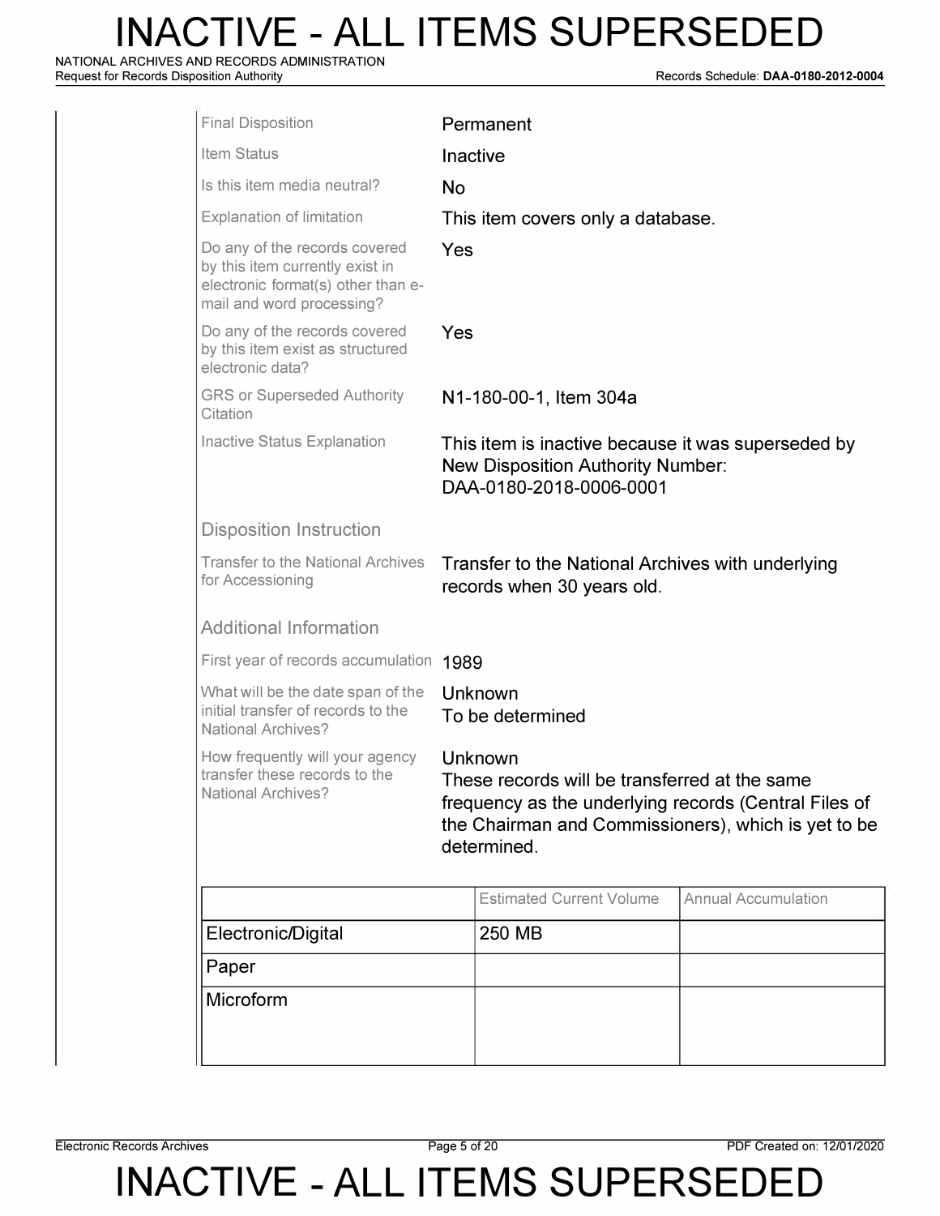| | |
|---|---|
| Final Disposition | Permanent |
| Item Status | Inactive |
| Is this item media neutral? | No |
| Explanation of limitation | This item covers only a database. |
| Do any of the records covered by this item currently exist in electronic format(s) other than e-mail and word processing? | Yes |
| Do any of the records covered by this item exist as structured electronic data? | Yes |
| GRS or Superseded Authority Citation | N1-180-00-1, Item 304a |
| Inactive Status Explanation | This item is inactive because it was superseded by New Disposition Authority Number: DAA-0180-2018-0006-0001 |

### Disposition Instruction

| | |
|---|---|
| Transfer to the National Archives for Accessioning | Transfer to the National Archives with underlying records when 30 years old. |

### Additional Information

| | |
|---|---|
| First year of records accumulation | 1989 |
| What will be the date span of the initial transfer of records to the National Archives? | Unknown<br>To be determined |
| How frequently will your agency transfer these records to the National Archives? | Unknown<br>These records will be transferred at the same frequency as the underlying records (Central Files of the Chairman and Commissioners), which is yet to be determined. |

| | Estimated Current Volume | Annual Accumulation |
|---|---|---|
| Electronic/Digital | 250 MB | |
| Paper | | |
| Microform | | |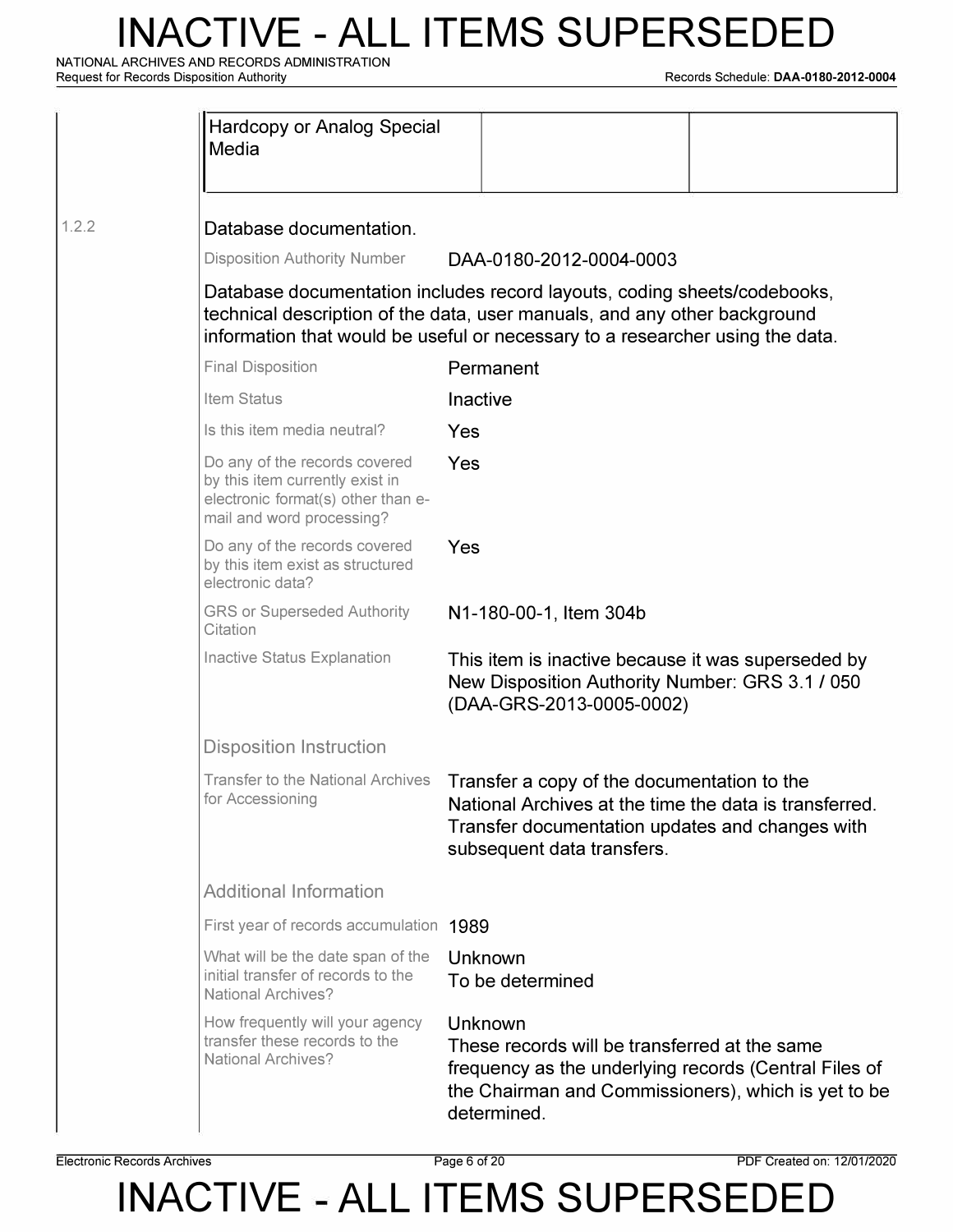| Hardcopy or Analog Special Media | | |
|---|---|---|

1.2.2 **Database documentation.**

| | |
|---|---|
| Disposition Authority Number | DAA-0180-2012-0004-0003 |

Database documentation includes record layouts, coding sheets/codebooks, technical description of the data, user manuals, and any other background information that would be useful or necessary to a researcher using the data.

| | |
|---|---|
| Final Disposition | Permanent |
| Item Status | Inactive |
| Is this item media neutral? | Yes |
| Do any of the records covered by this item currently exist in electronic format(s) other than e-mail and word processing? | Yes |
| Do any of the records covered by this item exist as structured electronic data? | Yes |
| GRS or Superseded Authority Citation | N1-180-00-1, Item 304b |
| Inactive Status Explanation | This item is inactive because it was superseded by New Disposition Authority Number: GRS 3.1 / 050 (DAA-GRS-2013-0005-0002) |

**Disposition Instruction**

| | |
|---|---|
| Transfer to the National Archives for Accessioning | Transfer a copy of the documentation to the National Archives at the time the data is transferred. Transfer documentation updates and changes with subsequent data transfers. |

**Additional Information**

| | |
|---|---|
| First year of records accumulation | 1989 |
| What will be the date span of the initial transfer of records to the National Archives? | Unknown<br>To be determined |
| How frequently will your agency transfer these records to the National Archives? | Unknown<br>These records will be transferred at the same frequency as the underlying records (Central Files of the Chairman and Commissioners), which is yet to be determined. |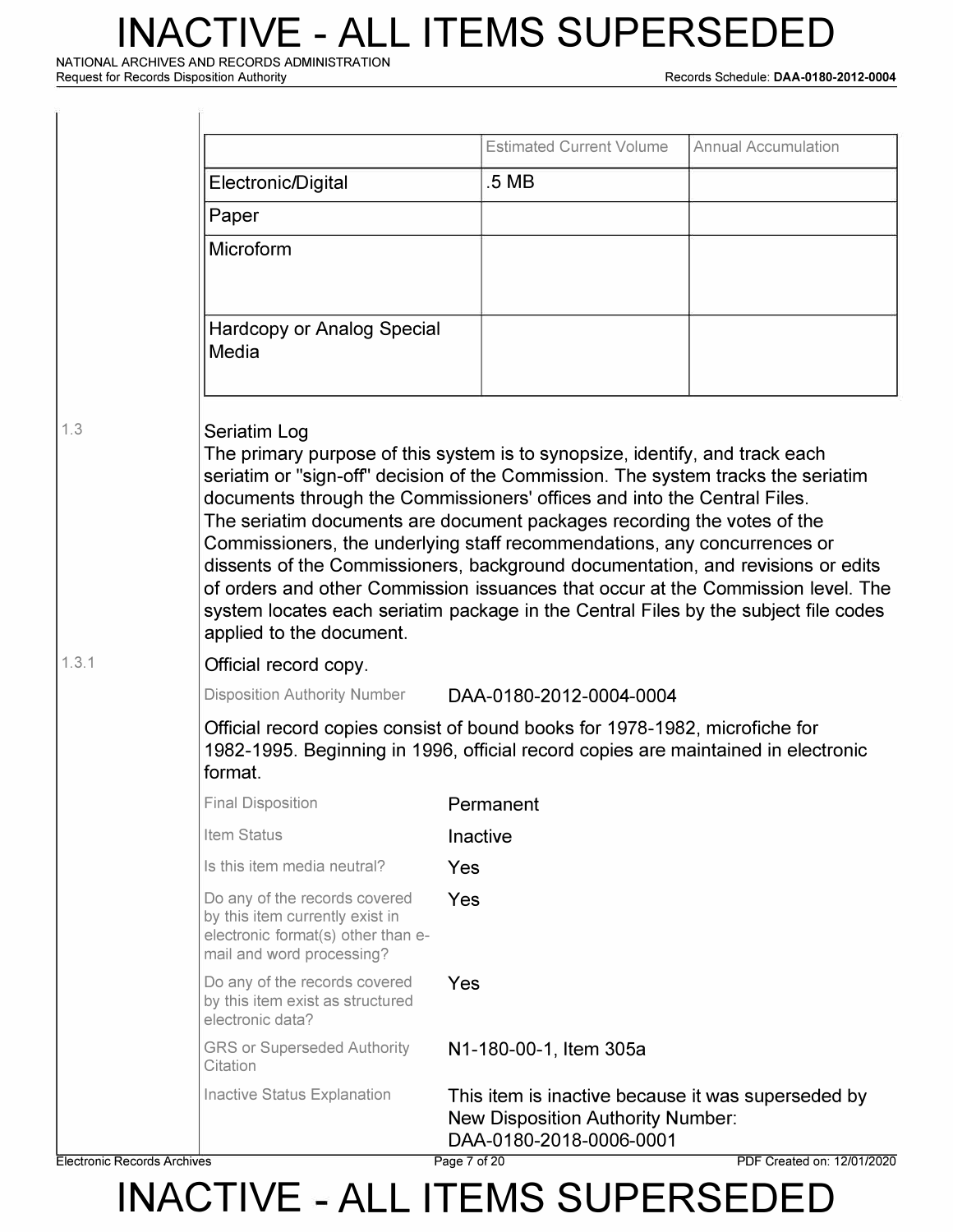| | Estimated Current Volume | Annual Accumulation |
|---|---|---|
| Electronic/Digital | .5 MB | |
| Paper | | |
| Microform | | |
| Hardcopy or Analog Special Media | | |

1.3 **Seriatim Log**

The primary purpose of this system is to synopsize, identify, and track each seriatim or "sign-off" decision of the Commission. The system tracks the seriatim documents through the Commissioners' offices and into the Central Files.
The seriatim documents are document packages recording the votes of the Commissioners, the underlying staff recommendations, any concurrences or dissents of the Commissioners, background documentation, and revisions or edits of orders and other Commission issuances that occur at the Commission level. The system locates each seriatim package in the Central Files by the subject file codes applied to the document.

1.3.1 **Official record copy.**

| | |
|---|---|
| Disposition Authority Number | DAA-0180-2012-0004-0004 |

Official record copies consist of bound books for 1978-1982, microfiche for 1982-1995. Beginning in 1996, official record copies are maintained in electronic format.

| | |
|---|---|
| Final Disposition | Permanent |
| Item Status | Inactive |
| Is this item media neutral? | Yes |
| Do any of the records covered by this item currently exist in electronic format(s) other than e-mail and word processing? | Yes |
| Do any of the records covered by this item exist as structured electronic data? | Yes |
| GRS or Superseded Authority Citation | N1-180-00-1, Item 305a |
| Inactive Status Explanation | This item is inactive because it was superseded by New Disposition Authority Number: DAA-0180-2018-0006-0001 |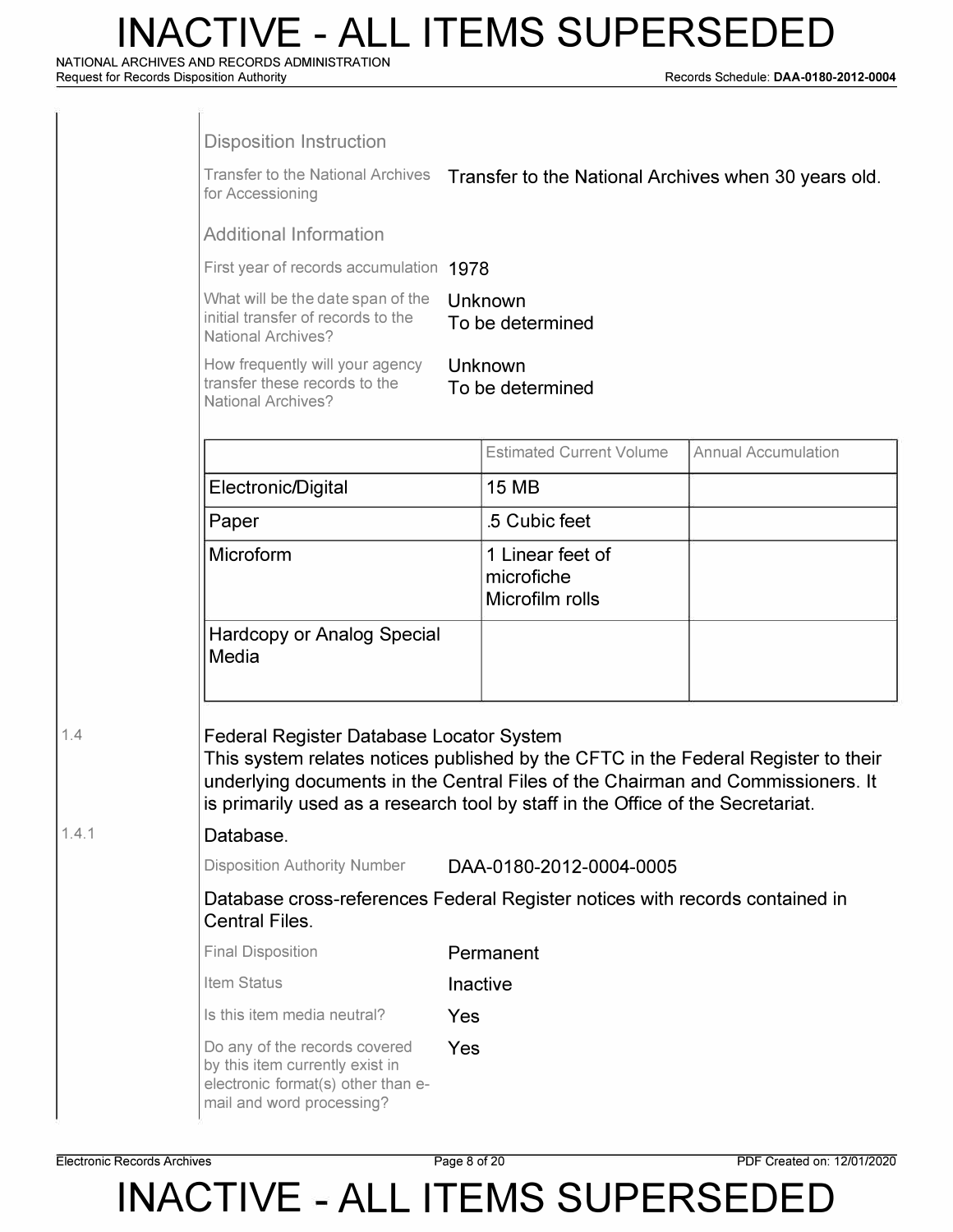### Disposition Instruction

| | |
|---|---|
| Transfer to the National Archives for Accessioning | Transfer to the National Archives when 30 years old. |

### Additional Information

| | |
|---|---|
| First year of records accumulation | 1978 |
| What will be the date span of the initial transfer of records to the National Archives? | Unknown<br>To be determined |
| How frequently will your agency transfer these records to the National Archives? | Unknown<br>To be determined |

| | Estimated Current Volume | Annual Accumulation |
|---|---|---|
| Electronic/Digital | 15 MB | |
| Paper | .5 Cubic feet | |
| Microform | 1 Linear feet of microfiche<br>Microfilm rolls | |
| Hardcopy or Analog Special Media | | |

1.4 **Federal Register Database Locator System**

This system relates notices published by the CFTC in the Federal Register to their underlying documents in the Central Files of the Chairman and Commissioners. It is primarily used as a research tool by staff in the Office of the Secretariat.

1.4.1 **Database.**

| | |
|---|---|
| Disposition Authority Number | DAA-0180-2012-0004-0005 |

Database cross-references Federal Register notices with records contained in Central Files.

| | |
|---|---|
| Final Disposition | Permanent |
| Item Status | Inactive |
| Is this item media neutral? | Yes |
| Do any of the records covered by this item currently exist in electronic format(s) other than e-mail and word processing? | Yes |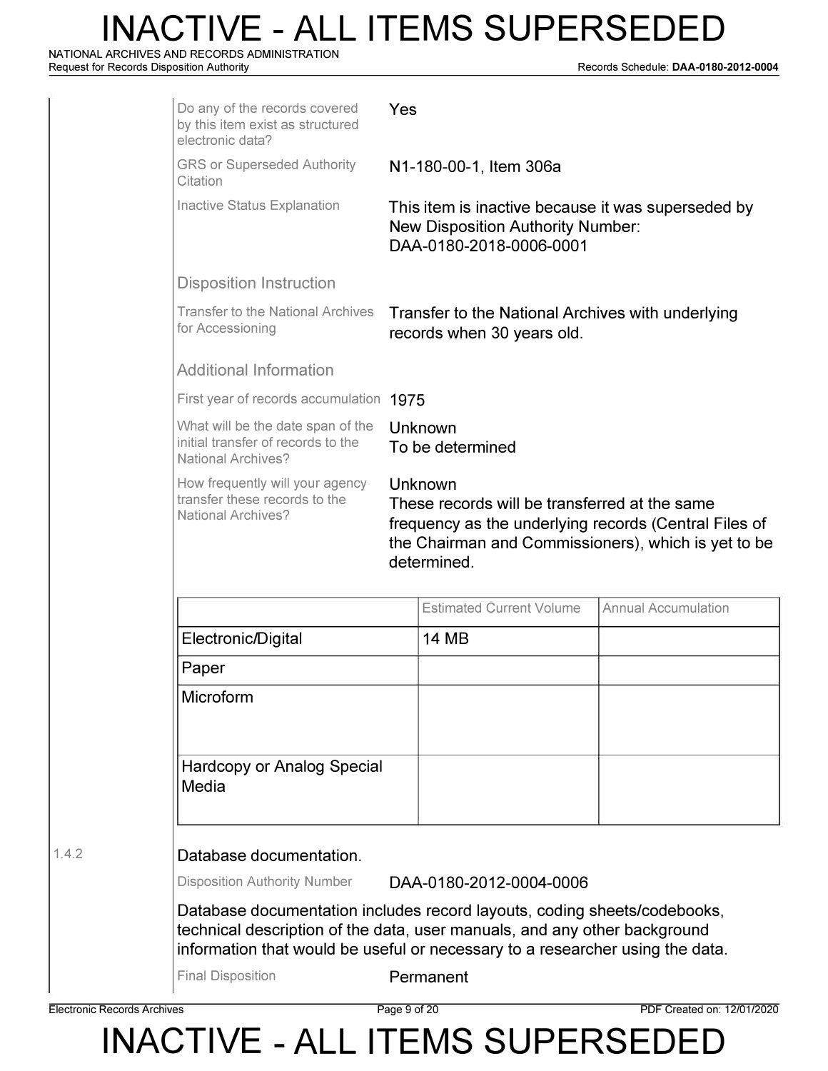Do any of the records covered by this item exist as structured electronic data? Yes

GRS or Superseded Authority Citation: N1-180-00-1, Item 306a

Inactive Status Explanation: This item is inactive because it was superseded by New Disposition Authority Number: DAA-0180-2018-0006-0001

### Disposition Instruction

Transfer to the National Archives for Accessioning: Transfer to the National Archives with underlying records when 30 years old.

### Additional Information

First year of records accumulation: 1975

What will be the date span of the initial transfer of records to the National Archives? Unknown
To be determined

How frequently will your agency transfer these records to the National Archives? Unknown
These records will be transferred at the same frequency as the underlying records (Central Files of the Chairman and Commissioners), which is yet to be determined.

| | Estimated Current Volume | Annual Accumulation |
|---|---|---|
| Electronic/Digital | 14 MB | |
| Paper | | |
| Microform | | |
| Hardcopy or Analog Special Media | | |

1.4.2 **Database documentation.**

Disposition Authority Number: DAA-0180-2012-0004-0006

Database documentation includes record layouts, coding sheets/codebooks, technical description of the data, user manuals, and any other background information that would be useful or necessary to a researcher using the data.

Final Disposition: Permanent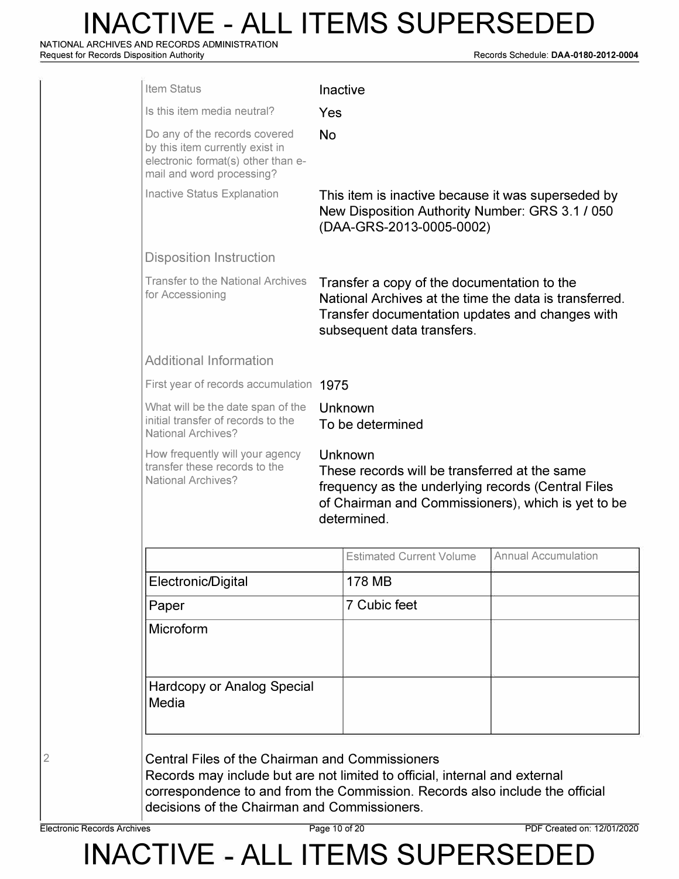| | |
|---|---|
| Item Status | Inactive |
| Is this item media neutral? | Yes |
| Do any of the records covered by this item currently exist in electronic format(s) other than e-mail and word processing? | No |
| Inactive Status Explanation | This item is inactive because it was superseded by New Disposition Authority Number: GRS 3.1 / 050 (DAA-GRS-2013-0005-0002) |

### Disposition Instruction

| | |
|---|---|
| Transfer to the National Archives for Accessioning | Transfer a copy of the documentation to the National Archives at the time the data is transferred. Transfer documentation updates and changes with subsequent data transfers. |

### Additional Information

| | |
|---|---|
| First year of records accumulation | 1975 |
| What will be the date span of the initial transfer of records to the National Archives? | Unknown<br>To be determined |
| How frequently will your agency transfer these records to the National Archives? | Unknown<br>These records will be transferred at the same frequency as the underlying records (Central Files of Chairman and Commissioners), which is yet to be determined. |

| | Estimated Current Volume | Annual Accumulation |
|---|---|---|
| Electronic/Digital | 178 MB | |
| Paper | 7 Cubic feet | |
| Microform | | |
| Hardcopy or Analog Special Media | | |

2

Central Files of the Chairman and Commissioners
Records may include but are not limited to official, internal and external correspondence to and from the Commission. Records also include the official decisions of the Chairman and Commissioners.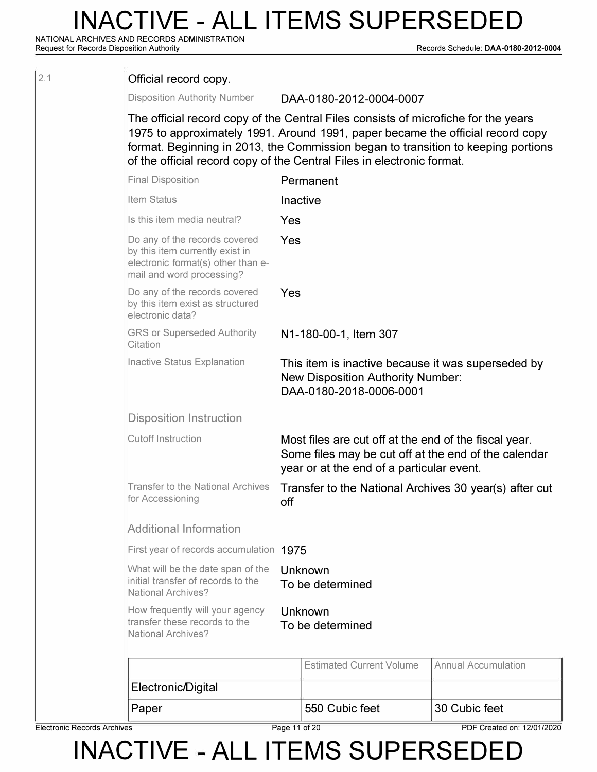2.1

**Official record copy.**

Disposition Authority Number: DAA-0180-2012-0004-0007

The official record copy of the Central Files consists of microfiche for the years 1975 to approximately 1991. Around 1991, paper became the official record copy format. Beginning in 2013, the Commission began to transition to keeping portions of the official record copy of the Central Files in electronic format.

| | |
|---|---|
| Final Disposition | Permanent |
| Item Status | Inactive |
| Is this item media neutral? | Yes |
| Do any of the records covered by this item currently exist in electronic format(s) other than e-mail and word processing? | Yes |
| Do any of the records covered by this item exist as structured electronic data? | Yes |
| GRS or Superseded Authority Citation | N1-180-00-1, Item 307 |
| Inactive Status Explanation | This item is inactive because it was superseded by New Disposition Authority Number: DAA-0180-2018-0006-0001 |

### Disposition Instruction

| | |
|---|---|
| Cutoff Instruction | Most files are cut off at the end of the fiscal year. Some files may be cut off at the end of the calendar year or at the end of a particular event. |
| Transfer to the National Archives for Accessioning | Transfer to the National Archives 30 year(s) after cut off |

### Additional Information

| | |
|---|---|
| First year of records accumulation | 1975 |
| What will be the date span of the initial transfer of records to the National Archives? | Unknown<br>To be determined |
| How frequently will your agency transfer these records to the National Archives? | Unknown<br>To be determined |

| | Estimated Current Volume | Annual Accumulation |
|---|---|---|
| Electronic/Digital | | |
| Paper | 550 Cubic feet | 30 Cubic feet |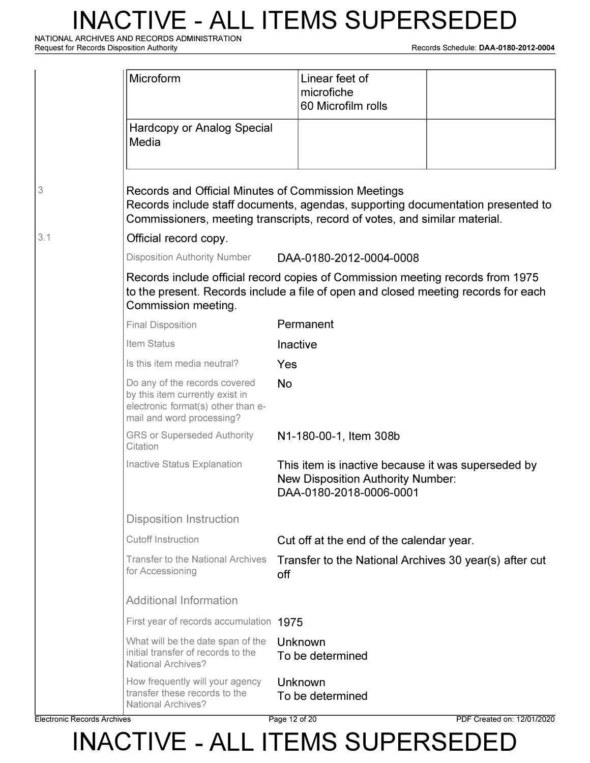| Microform | Linear feet of microfiche<br>60 Microfilm rolls | |
|---|---|---|
| Hardcopy or Analog Special Media | | |

3 Records and Official Minutes of Commission Meetings

Records include staff documents, agendas, supporting documentation presented to Commissioners, meeting transcripts, record of votes, and similar material.

3.1 Official record copy.

| | |
|---|---|
| Disposition Authority Number | DAA-0180-2012-0004-0008 |

Records include official record copies of Commission meeting records from 1975 to the present. Records include a file of open and closed meeting records for each Commission meeting.

| | |
|---|---|
| Final Disposition | Permanent |
| Item Status | Inactive |
| Is this item media neutral? | Yes |
| Do any of the records covered by this item currently exist in electronic format(s) other than e-mail and word processing? | No |
| GRS or Superseded Authority Citation | N1-180-00-1, Item 308b |
| Inactive Status Explanation | This item is inactive because it was superseded by New Disposition Authority Number: DAA-0180-2018-0006-0001 |

**Disposition Instruction**

| | |
|---|---|
| Cutoff Instruction | Cut off at the end of the calendar year. |
| Transfer to the National Archives for Accessioning | Transfer to the National Archives 30 year(s) after cut off |

**Additional Information**

| | |
|---|---|
| First year of records accumulation | 1975 |
| What will be the date span of the initial transfer of records to the National Archives? | Unknown<br>To be determined |
| How frequently will your agency transfer these records to the National Archives? | Unknown<br>To be determined |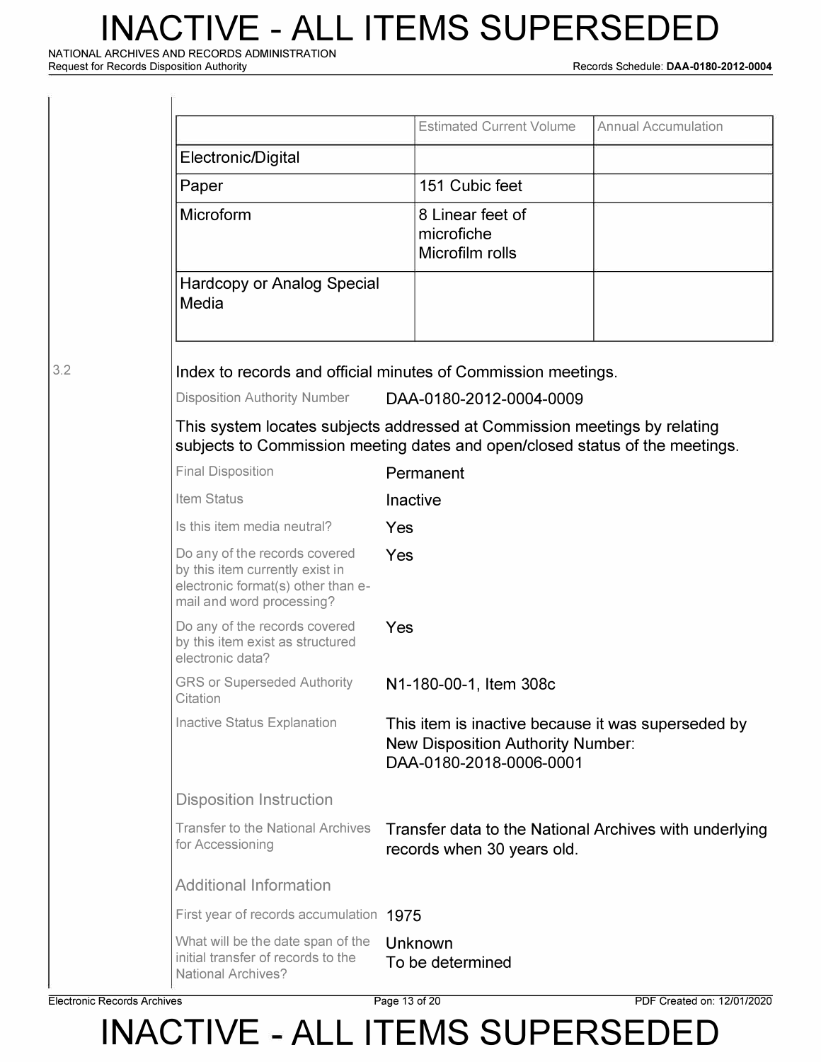| | Estimated Current Volume | Annual Accumulation |
|---|---|---|
| Electronic/Digital | | |
| Paper | 151 Cubic feet | |
| Microform | 8 Linear feet of microfiche Microfilm rolls | |
| Hardcopy or Analog Special Media | | |

3.2 Index to records and official minutes of Commission meetings.

| | |
|---|---|
| Disposition Authority Number | DAA-0180-2012-0004-0009 |

This system locates subjects addressed at Commission meetings by relating subjects to Commission meeting dates and open/closed status of the meetings.

| | |
|---|---|
| Final Disposition | Permanent |
| Item Status | Inactive |
| Is this item media neutral? | Yes |
| Do any of the records covered by this item currently exist in electronic format(s) other than e-mail and word processing? | Yes |
| Do any of the records covered by this item exist as structured electronic data? | Yes |
| GRS or Superseded Authority Citation | N1-180-00-1, Item 308c |
| Inactive Status Explanation | This item is inactive because it was superseded by New Disposition Authority Number: DAA-0180-2018-0006-0001 |

**Disposition Instruction**

| | |
|---|---|
| Transfer to the National Archives for Accessioning | Transfer data to the National Archives with underlying records when 30 years old. |

**Additional Information**

| | |
|---|---|
| First year of records accumulation | 1975 |
| What will be the date span of the initial transfer of records to the National Archives? | Unknown<br>To be determined |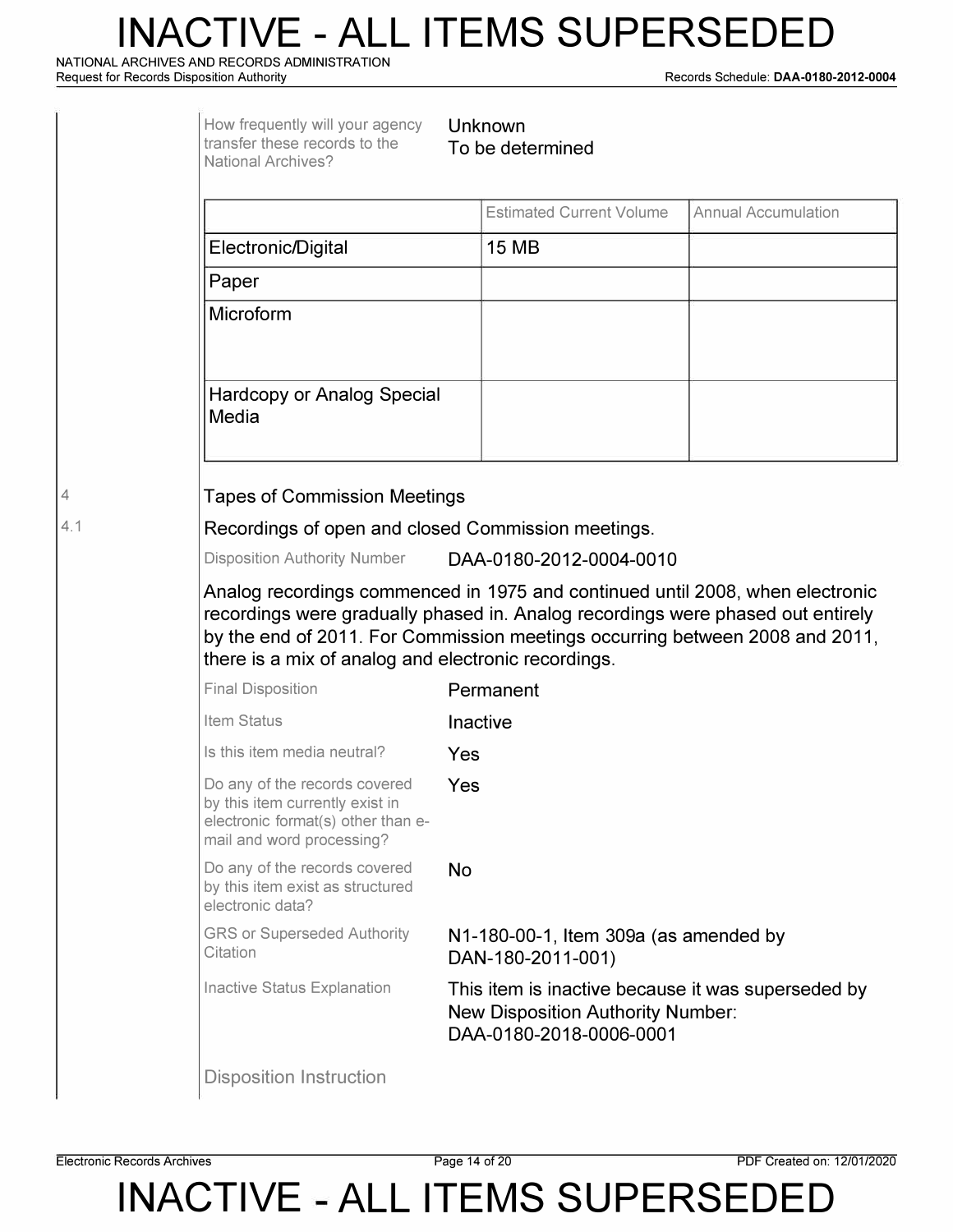How frequently will your agency transfer these records to the National Archives? Unknown
To be determined

| | Estimated Current Volume | Annual Accumulation |
| --- | --- | --- |
| Electronic/Digital | 15 MB | |
| Paper | | |
| Microform | | |
| Hardcopy or Analog Special Media | | |

4 Tapes of Commission Meetings

4.1 Recordings of open and closed Commission meetings.

Disposition Authority Number DAA-0180-2012-0004-0010

Analog recordings commenced in 1975 and continued until 2008, when electronic recordings were gradually phased in. Analog recordings were phased out entirely by the end of 2011. For Commission meetings occurring between 2008 and 2011, there is a mix of analog and electronic recordings.

| | |
| --- | --- |
| Final Disposition | Permanent |
| Item Status | Inactive |
| Is this item media neutral? | Yes |
| Do any of the records covered by this item currently exist in electronic format(s) other than e-mail and word processing? | Yes |
| Do any of the records covered by this item exist as structured electronic data? | No |
| GRS or Superseded Authority Citation | N1-180-00-1, Item 309a (as amended by DAN-180-2011-001) |
| Inactive Status Explanation | This item is inactive because it was superseded by New Disposition Authority Number: DAA-0180-2018-0006-0001 |

Disposition Instruction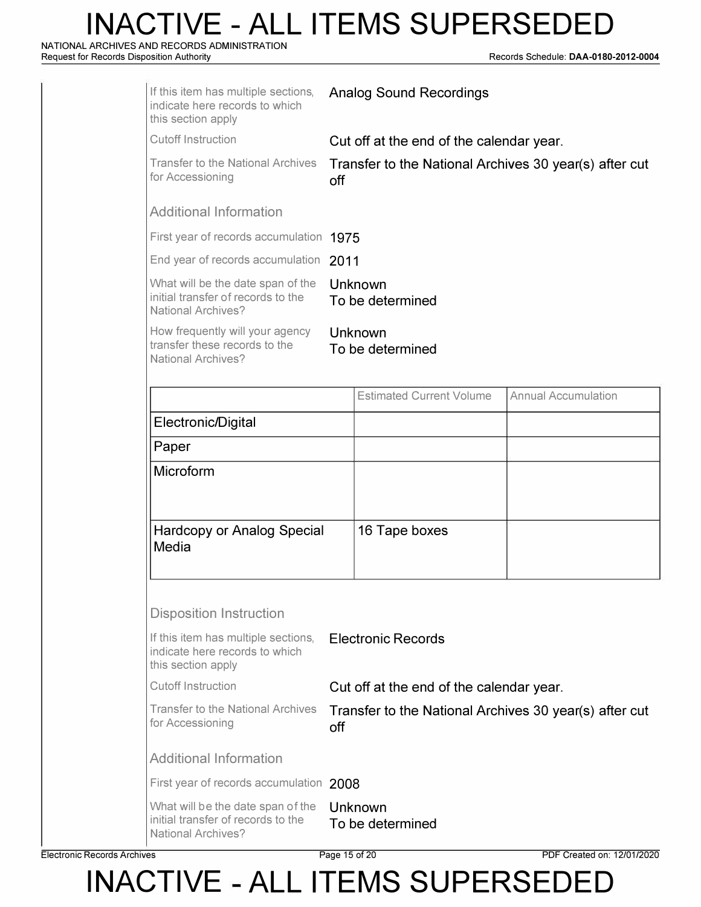| | |
|---|---|
| If this item has multiple sections, indicate here records to which this section apply | Analog Sound Recordings |
| Cutoff Instruction | Cut off at the end of the calendar year. |
| Transfer to the National Archives for Accessioning | Transfer to the National Archives 30 year(s) after cut off |

### Additional Information

| | |
|---|---|
| First year of records accumulation | 1975 |
| End year of records accumulation | 2011 |
| What will be the date span of the initial transfer of records to the National Archives? | Unknown<br>To be determined |
| How frequently will your agency transfer these records to the National Archives? | Unknown<br>To be determined |

| | Estimated Current Volume | Annual Accumulation |
|---|---|---|
| Electronic/Digital | | |
| Paper | | |
| Microform | | |
| Hardcopy or Analog Special Media | 16 Tape boxes | |

## Disposition Instruction

| | |
|---|---|
| If this item has multiple sections, indicate here records to which this section apply | Electronic Records |
| Cutoff Instruction | Cut off at the end of the calendar year. |
| Transfer to the National Archives for Accessioning | Transfer to the National Archives 30 year(s) after cut off |

### Additional Information

| | |
|---|---|
| First year of records accumulation | 2008 |
| What will be the date span of the initial transfer of records to the National Archives? | Unknown<br>To be determined |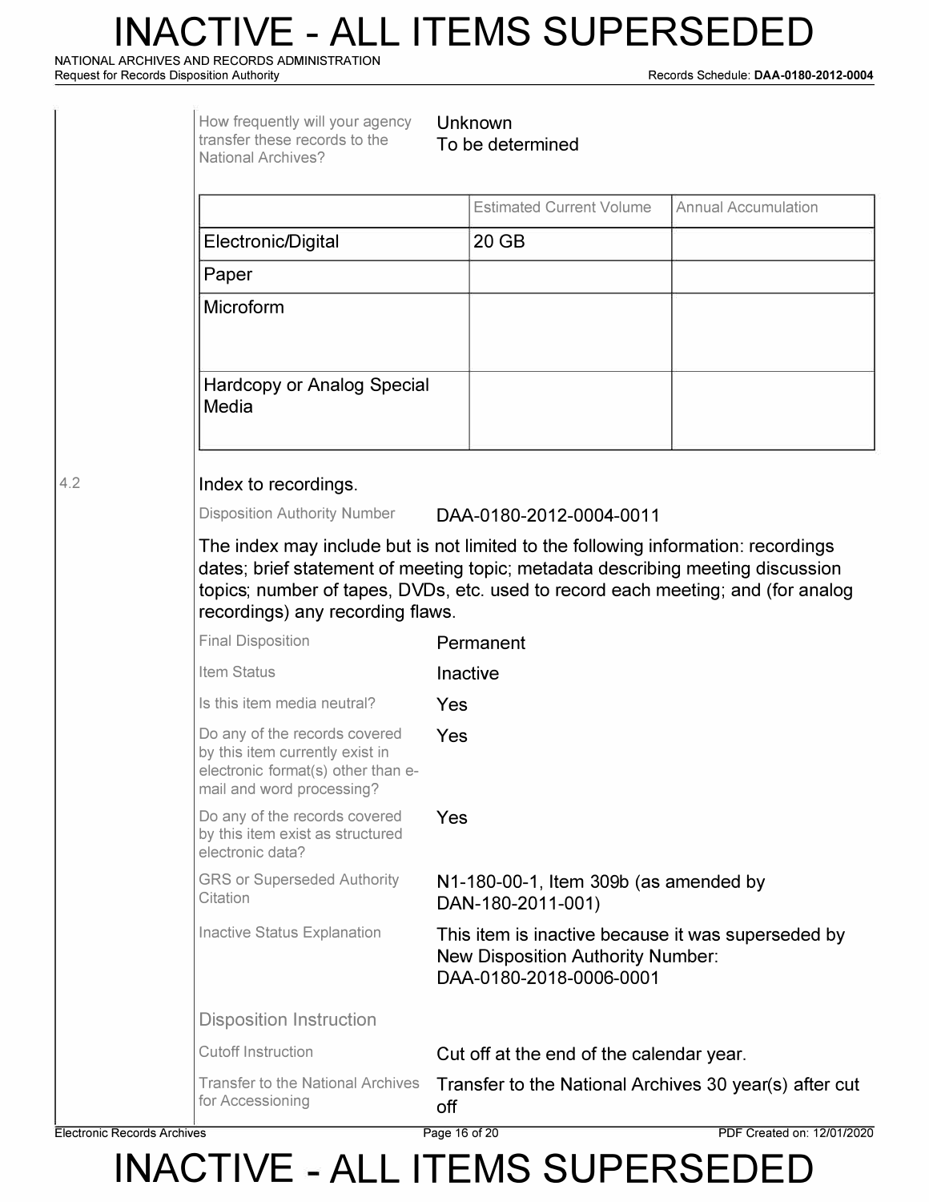How frequently will your agency transfer these records to the National Archives? Unknown
To be determined

| | Estimated Current Volume | Annual Accumulation |
| --- | --- | --- |
| Electronic/Digital | 20 GB | |
| Paper | | |
| Microform | | |
| Hardcopy or Analog Special Media | | |

4.2 Index to recordings.

Disposition Authority Number: DAA-0180-2012-0004-0011

The index may include but is not limited to the following information: recordings dates; brief statement of meeting topic; metadata describing meeting discussion topics; number of tapes, DVDs, etc. used to record each meeting; and (for analog recordings) any recording flaws.

| | |
| --- | --- |
| Final Disposition | Permanent |
| Item Status | Inactive |
| Is this item media neutral? | Yes |
| Do any of the records covered by this item currently exist in electronic format(s) other than e-mail and word processing? | Yes |
| Do any of the records covered by this item exist as structured electronic data? | Yes |
| GRS or Superseded Authority Citation | N1-180-00-1, Item 309b (as amended by DAN-180-2011-001) |
| Inactive Status Explanation | This item is inactive because it was superseded by New Disposition Authority Number: DAA-0180-2018-0006-0001 |

Disposition Instruction

| | |
| --- | --- |
| Cutoff Instruction | Cut off at the end of the calendar year. |
| Transfer to the National Archives for Accessioning | Transfer to the National Archives 30 year(s) after cut off |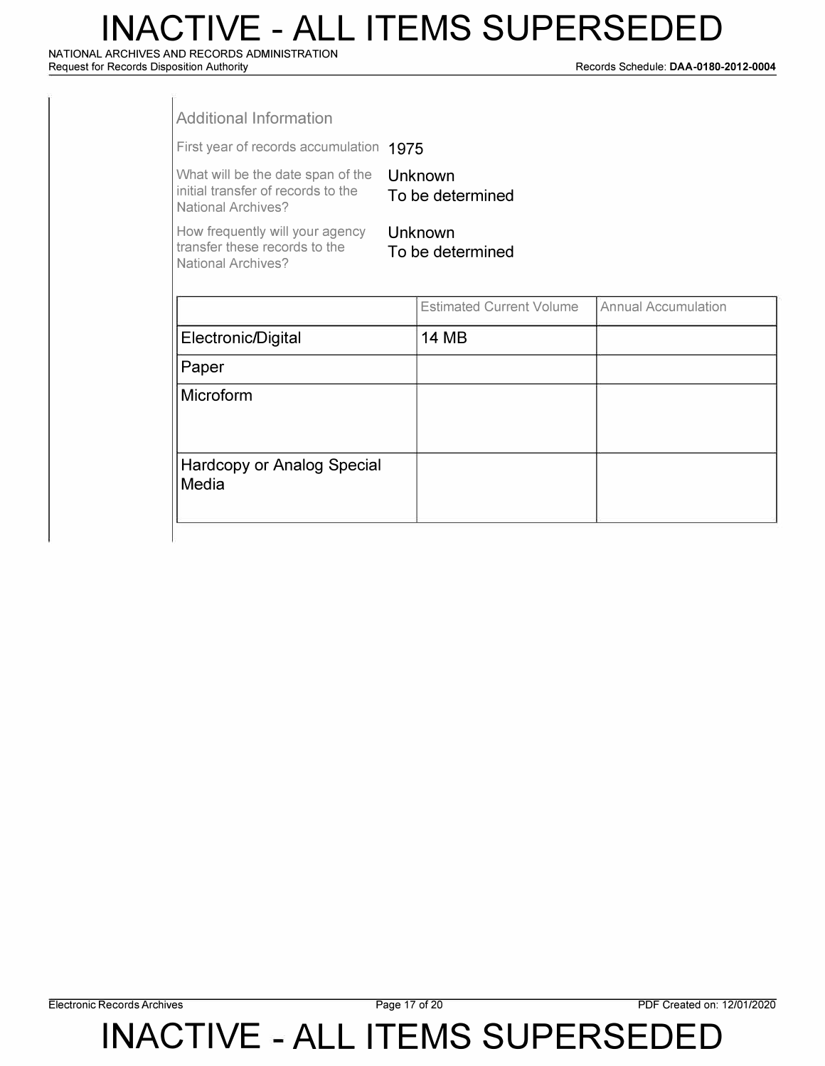### Additional Information

First year of records accumulation: 1975

What will be the date span of the initial transfer of records to the National Archives?: Unknown
To be determined

How frequently will your agency transfer these records to the National Archives?: Unknown
To be determined

| | Estimated Current Volume | Annual Accumulation |
|---|---|---|
| Electronic/Digital | 14 MB | |
| Paper | | |
| Microform | | |
| Hardcopy or Analog Special Media | | |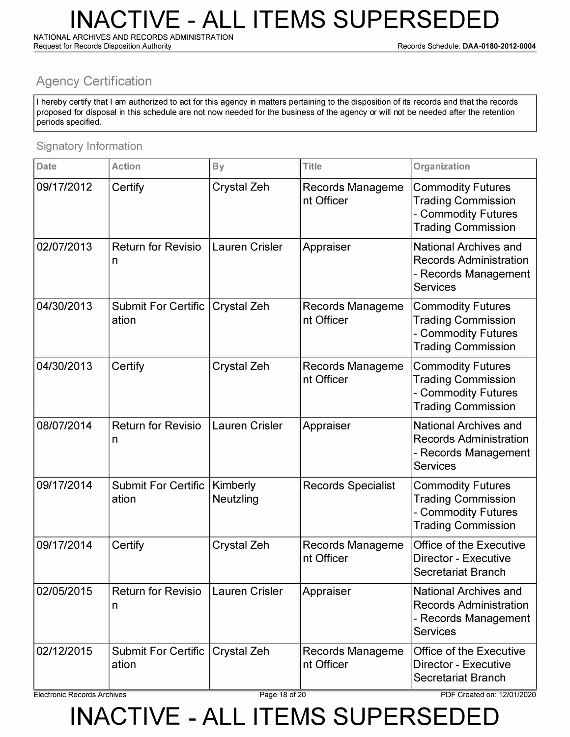## Agency Certification

I hereby certify that I am authorized to act for this agency in matters pertaining to the disposition of its records and that the records proposed for disposal in this schedule are not now needed for the business of the agency or will not be needed after the retention periods specified.

### Signatory Information

| Date | Action | By | Title | Organization |
|---|---|---|---|---|
| 09/17/2012 | Certify | Crystal Zeh | Records Management Officer | Commodity Futures Trading Commission - Commodity Futures Trading Commission |
| 02/07/2013 | Return for Revision | Lauren Crisler | Appraiser | National Archives and Records Administration - Records Management Services |
| 04/30/2013 | Submit For Certification | Crystal Zeh | Records Management Officer | Commodity Futures Trading Commission - Commodity Futures Trading Commission |
| 04/30/2013 | Certify | Crystal Zeh | Records Management Officer | Commodity Futures Trading Commission - Commodity Futures Trading Commission |
| 08/07/2014 | Return for Revision | Lauren Crisler | Appraiser | National Archives and Records Administration - Records Management Services |
| 09/17/2014 | Submit For Certification | Kimberly Neutzling | Records Specialist | Commodity Futures Trading Commission - Commodity Futures Trading Commission |
| 09/17/2014 | Certify | Crystal Zeh | Records Management Officer | Office of the Executive Director - Executive Secretariat Branch |
| 02/05/2015 | Return for Revision | Lauren Crisler | Appraiser | National Archives and Records Administration - Records Management Services |
| 02/12/2015 | Submit For Certification | Crystal Zeh | Records Management Officer | Office of the Executive Director - Executive Secretariat Branch |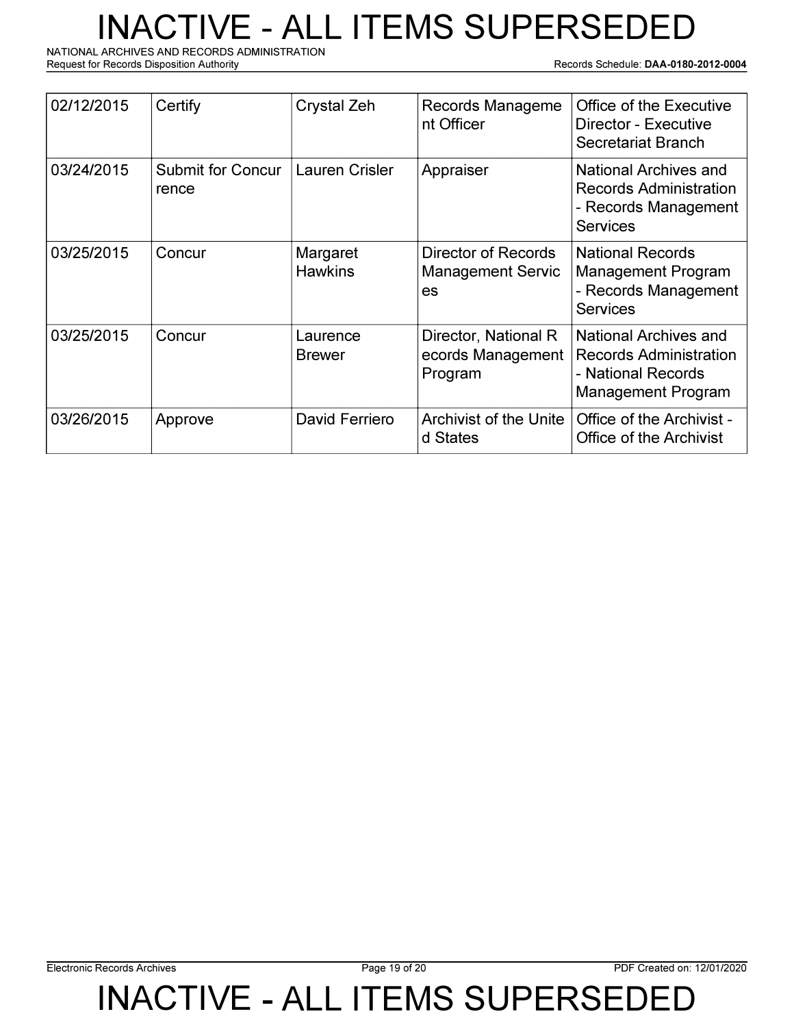| | | | | |
|---|---|---|---|---|
| 02/12/2015 | Certify | Crystal Zeh | Records Management Officer | Office of the Executive Director - Executive Secretariat Branch |
| 03/24/2015 | Submit for Concurrence | Lauren Crisler | Appraiser | National Archives and Records Administration - Records Management Services |
| 03/25/2015 | Concur | Margaret Hawkins | Director of Records Management Services | National Records Management Program - Records Management Services |
| 03/25/2015 | Concur | Laurence Brewer | Director, National Records Management Program | National Archives and Records Administration - National Records Management Program |
| 03/26/2015 | Approve | David Ferriero | Archivist of the United States | Office of the Archivist - Office of the Archivist |